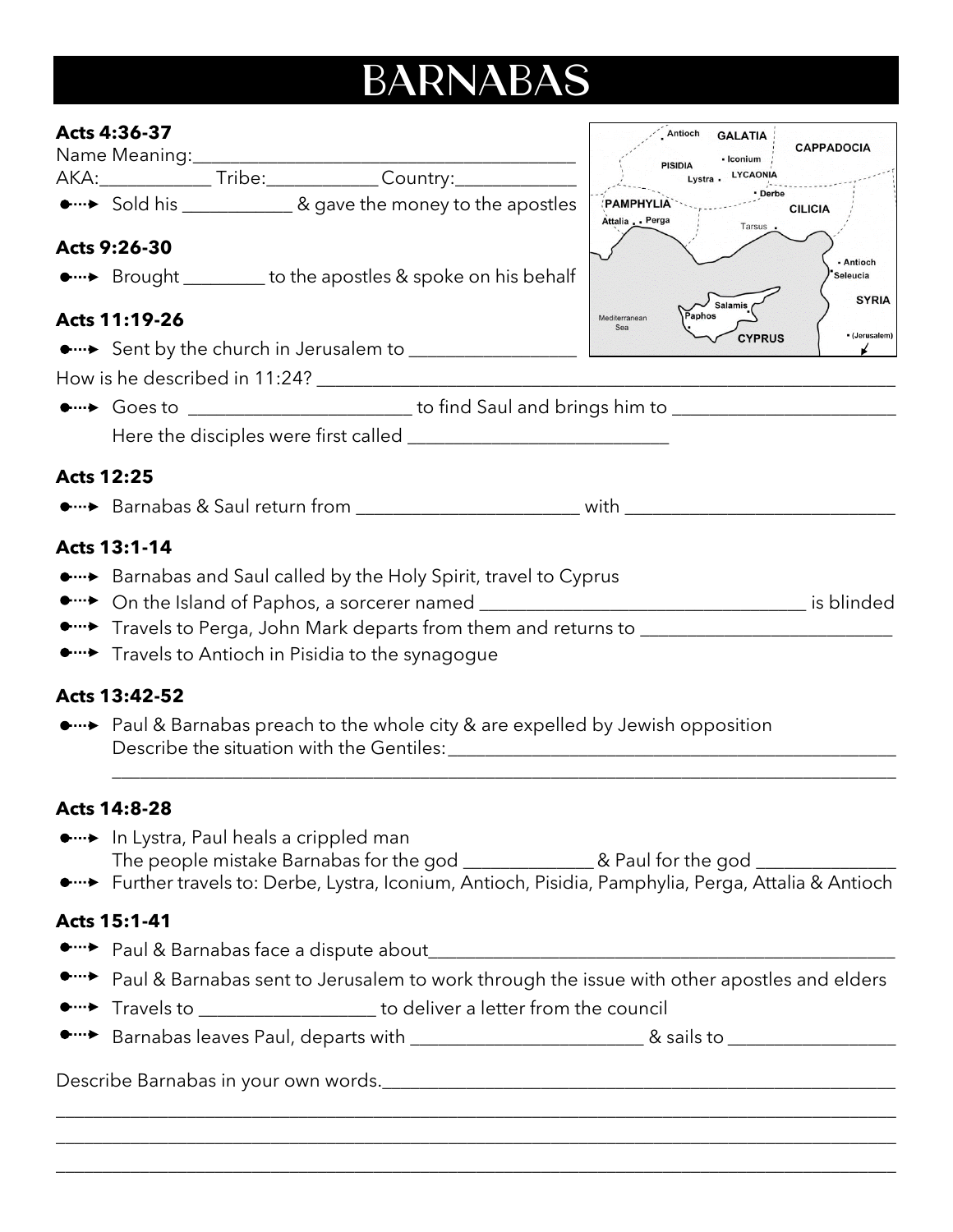# BARNABAS

### Acts 4:36-37

Name Meaning:__________________________________________

AKA:____________ Tribe:____________ Country:_____________

- Sold his ____________ & gave the money to the apostles

### Acts 9:26-30

- Brought _________ to the apostles & spoke on his behalf

### Acts 11:19-26

- Sent by the church in Jerusalem to __________________

How is he described in 11:24? ________________________________________________________________

- Goes to ________________________ to find Saul and brings him to ________________________

  Here the disciples were first called ____________________________

### Acts 12:25

- Barnabas & Saul return from ________________________ with _____________________________

### Acts 13:1-14

- Barnabas and Saul called by the Holy Spirit, travel to Cyprus
- On the Island of Paphos, a sorcerer named ___________________________________ is blinded
- Travels to Perga, John Mark departs from them and returns to ___________________________
- Travels to Antioch in Pisidia to the synagogue

### Acts 13:42-52

- Paul & Barnabas preach to the whole city & are expelled by Jewish opposition

  Describe the situation with the Gentiles:__________________________________________________

  ______________________________________________________________________________________

### Acts 14:8-28

- In Lystra, Paul heals a crippled man

  The people mistake Barnabas for the god ______________ & Paul for the god _______________
- Further travels to: Derbe, Lystra, Iconium, Antioch, Pisidia, Pamphylia, Perga, Attalia & Antioch

### Acts 15:1-41

- Paul & Barnabas face a dispute about____________________________________________________
- Paul & Barnabas sent to Jerusalem to work through the issue with other apostles and elders
- Travels to ___________________ to deliver a letter from the council
- Barnabas leaves Paul, departs with _________________________ & sails to _________________

Describe Barnabas in your own words.________________________________________________________

______________________________________________________________________________________

______________________________________________________________________________________

______________________________________________________________________________________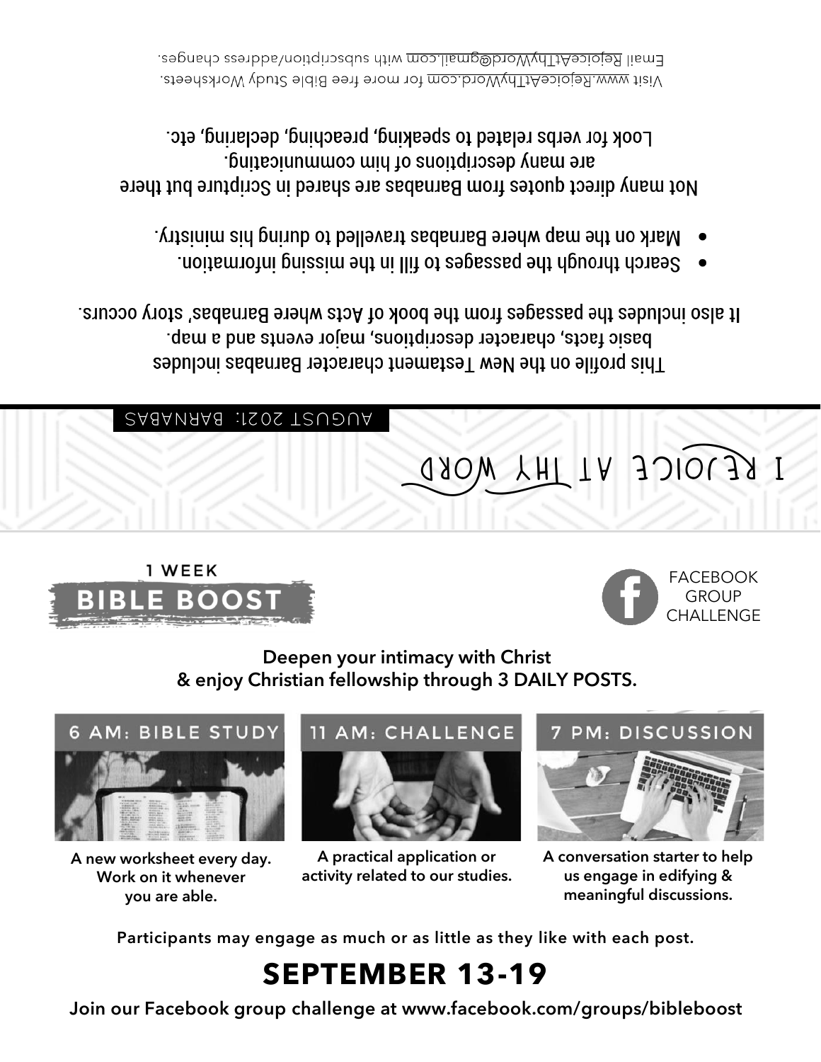# I REJOICE AT THY WORD

AUGUST 2021: BARNABAS

This profile on the New Testament character Barnabas includes basic facts, character descriptions, major events and a map. It also includes the passages from the book of Acts where Barnabas' story occurs.

- Search through the passages to fill in the missing information.
- Mark on the map where Barnabas travelled to during his ministry.

Not many direct quotes from Barnabas are shared in Scripture but there are many descriptions of him communicating. Look for verbs related to speaking, preaching, declaring, etc.

Visit www.RejoiceAtThyWord.com for more free Bible Study Worksheets.
Email RejoiceAtThyWord@gmail.com with subscription/address changes.

## 1 WEEK BIBLE BOOST

FACEBOOK GROUP CHALLENGE

**Deepen your intimacy with Christ & enjoy Christian fellowship through 3 DAILY POSTS.**

**6 AM: BIBLE STUDY**

A new worksheet every day. Work on it whenever you are able.

**11 AM: CHALLENGE**

A practical application or activity related to our studies.

**7 PM: DISCUSSION**

A conversation starter to help us engage in edifying & meaningful discussions.

Participants may engage as much or as little as they like with each post.

# SEPTEMBER 13-19

**Join our Facebook group challenge at www.facebook.com/groups/bibleboost**